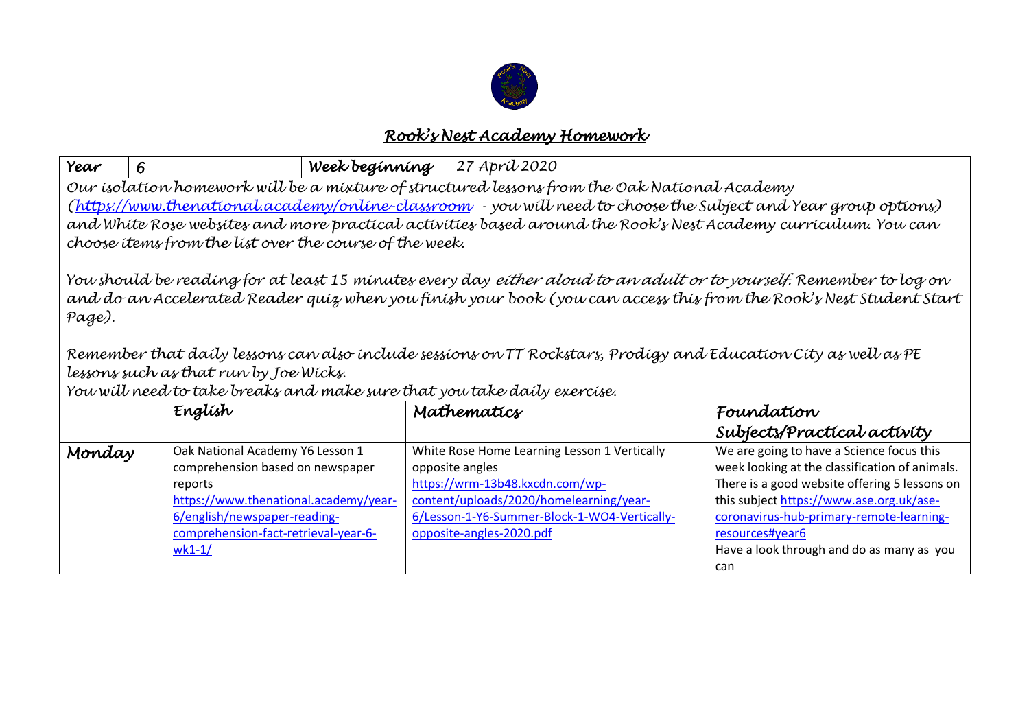# Rook's Nest Academy Homework

| Year | 6 | Week beginning | 27 April 2020 |
|---|---|---|---|

Our isolation homework will be a mixture of structured lessons from the Oak National Academy ([https://www.thenational.academy/online-classroom](https://www.thenational.academy/online-classroom) - you will need to choose the Subject and Year group options) and White Rose websites and more practical activities based around the Rook's Nest Academy curriculum. You can choose items from the list over the course of the week.

You should be reading for at least 15 minutes every day either aloud to an adult or to yourself. Remember to log on and do an Accelerated Reader quiz when you finish your book (you can access this from the Rook's Nest Student Start Page).

Remember that daily lessons can also include sessions on TT Rockstars, Prodigy and Education City as well as PE lessons such as that run by Joe Wicks.

You will need to take breaks and make sure that you take daily exercise.

| | English | Mathematics | Foundation Subjects/Practical activity |
|---|---|---|---|
| Monday | Oak National Academy Y6 Lesson 1 comprehension based on newspaper reports [https://www.thenational.academy/year-6/english/newspaper-reading-comprehension-fact-retrieval-year-6-wk1-1/](https://www.thenational.academy/year-6/english/newspaper-reading-comprehension-fact-retrieval-year-6-wk1-1/) | White Rose Home Learning Lesson 1 Vertically opposite angles [https://wrm-13b48.kxcdn.com/wp-content/uploads/2020/homelearning/year-6/Lesson-1-Y6-Summer-Block-1-WO4-Vertically-opposite-angles-2020.pdf](https://wrm-13b48.kxcdn.com/wp-content/uploads/2020/homelearning/year-6/Lesson-1-Y6-Summer-Block-1-WO4-Vertically-opposite-angles-2020.pdf) | We are going to have a Science focus this week looking at the classification of animals. There is a good website offering 5 lessons on this subject [https://www.ase.org.uk/ase-coronavirus-hub-primary-remote-learning-resources#year6](https://www.ase.org.uk/ase-coronavirus-hub-primary-remote-learning-resources#year6) Have a look through and do as many as you can |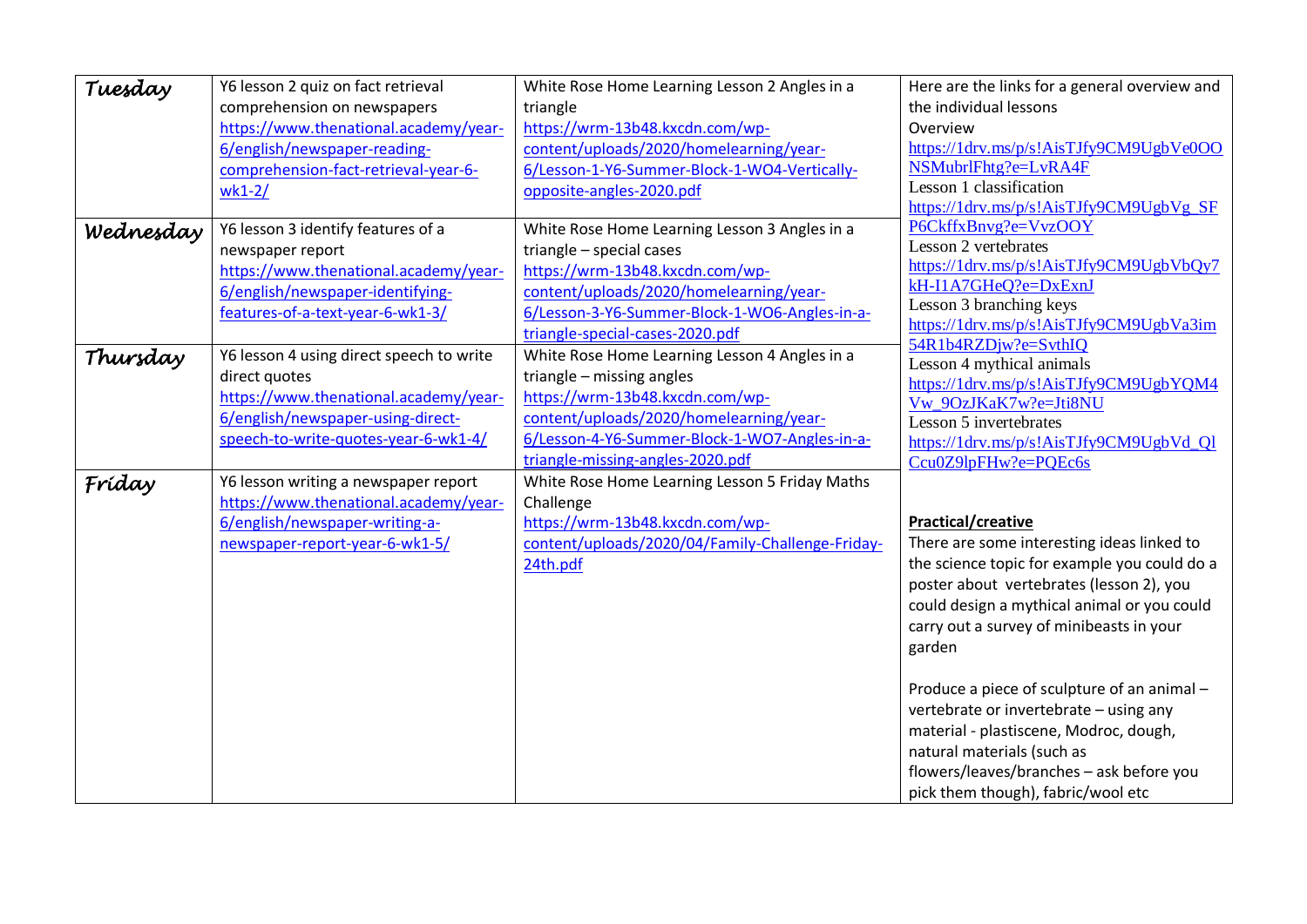| | | | |
|---|---|---|---|
| *Tuesday* | Y6 lesson 2 quiz on fact retrieval comprehension on newspapers https://www.thenational.academy/year-6/english/newspaper-reading-comprehension-fact-retrieval-year-6-wk1-2/ | White Rose Home Learning Lesson 2 Angles in a triangle https://wrm-13b48.kxcdn.com/wp-content/uploads/2020/homelearning/year-6/Lesson-1-Y6-Summer-Block-1-WO4-Vertically-opposite-angles-2020.pdf | Here are the links for a general overview and the individual lessons<br>Overview<br>https://1drv.ms/p/s!AisTJfy9CM9UgbVe0OONSMubrlFhtg?e=LvRA4F<br>Lesson 1 classification<br>https://1drv.ms/p/s!AisTJfy9CM9UgbVg_SFP6CkffxBnvg?e=VvzOOY<br>Lesson 2 vertebrates<br>https://1drv.ms/p/s!AisTJfy9CM9UgbVbQy7kH-I1A7GHeQ?e=DxExnJ<br>Lesson 3 branching keys<br>https://1drv.ms/p/s!AisTJfy9CM9UgbVa3im54R1b4RZDjw?e=SvthIQ<br>Lesson 4 mythical animals<br>https://1drv.ms/p/s!AisTJfy9CM9UgbYQM4Vw_9OzJKaK7w?e=Jti8NU<br>Lesson 5 invertebrates<br>https://1drv.ms/p/s!AisTJfy9CM9UgbVd_QlCcu0Z9lpFHw?e=PQEc6s |
| *Wednesday* | Y6 lesson 3 identify features of a newspaper report https://www.thenational.academy/year-6/english/newspaper-identifying-features-of-a-text-year-6-wk1-3/ | White Rose Home Learning Lesson 3 Angles in a triangle – special cases https://wrm-13b48.kxcdn.com/wp-content/uploads/2020/homelearning/year-6/Lesson-3-Y6-Summer-Block-1-WO6-Angles-in-a-triangle-special-cases-2020.pdf | |
| *Thursday* | Y6 lesson 4 using direct speech to write direct quotes https://www.thenational.academy/year-6/english/newspaper-using-direct-speech-to-write-quotes-year-6-wk1-4/ | White Rose Home Learning Lesson 4 Angles in a triangle – missing angles https://wrm-13b48.kxcdn.com/wp-content/uploads/2020/homelearning/year-6/Lesson-4-Y6-Summer-Block-1-WO7-Angles-in-a-triangle-missing-angles-2020.pdf | |
| *Friday* | Y6 lesson writing a newspaper report https://www.thenational.academy/year-6/english/newspaper-writing-a-newspaper-report-year-6-wk1-5/ | White Rose Home Learning Lesson 5 Friday Maths Challenge https://wrm-13b48.kxcdn.com/wp-content/uploads/2020/04/Family-Challenge-Friday-24th.pdf | **Practical/creative**<br>There are some interesting ideas linked to the science topic for example you could do a poster about vertebrates (lesson 2), you could design a mythical animal or you could carry out a survey of minibeasts in your garden<br><br>Produce a piece of sculpture of an animal – vertebrate or invertebrate – using any material - plastiscene, Modroc, dough, natural materials (such as flowers/leaves/branches – ask before you pick them though), fabric/wool etc |